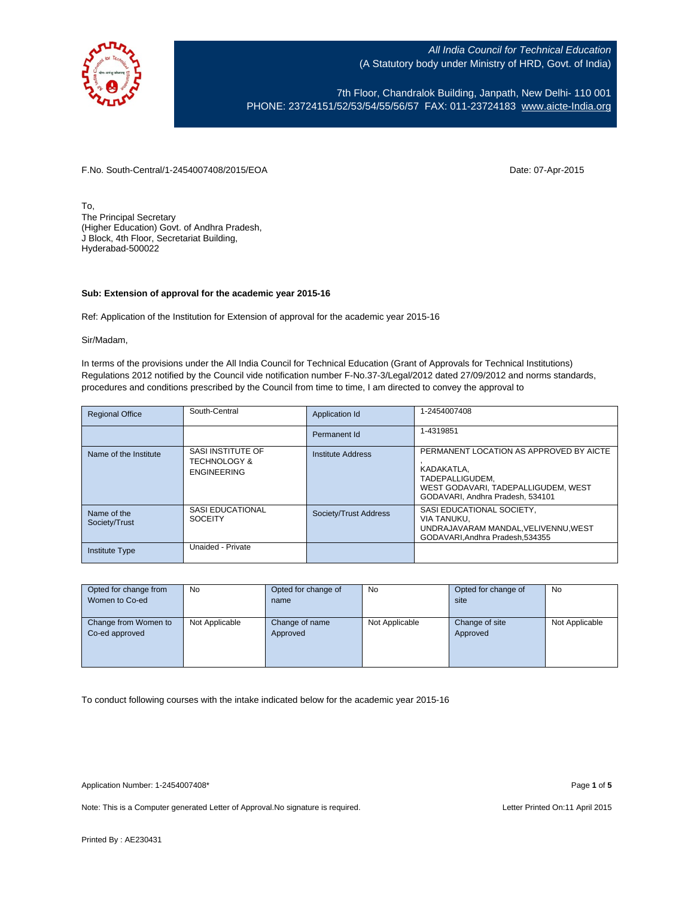All India Council for Technical Education
(A Statutory body under Ministry of HRD, Govt. of India)

7th Floor, Chandralok Building, Janpath, New Delhi- 110 001
PHONE: 23724151/52/53/54/55/56/57 FAX: 011-23724183 www.aicte-India.org

F.No. South-Central/1-2454007408/2015/EOA

Date: 07-Apr-2015

To,
The Principal Secretary
(Higher Education) Govt. of Andhra Pradesh,
J Block, 4th Floor, Secretariat Building,
Hyderabad-500022

**Sub: Extension of approval for the academic year 2015-16**

Ref: Application of the Institution for Extension of approval for the academic year 2015-16

Sir/Madam,

In terms of the provisions under the All India Council for Technical Education (Grant of Approvals for Technical Institutions) Regulations 2012 notified by the Council vide notification number F-No.37-3/Legal/2012 dated 27/09/2012 and norms standards, procedures and conditions prescribed by the Council from time to time, I am directed to convey the approval to

| Regional Office | South-Central | Application Id | 1-2454007408 |
|---|---|---|---|
| | | Permanent Id | 1-4319851 |
| Name of the Institute | SASI INSTITUTE OF TECHNOLOGY & ENGINEERING | Institute Address | PERMANENT LOCATION AS APPROVED BY AICTE , KADAKATLA, TADEPALLIGUDEM, WEST GODAVARI, TADEPALLIGUDEM, WEST GODAVARI, Andhra Pradesh, 534101 |
| Name of the Society/Trust | SASI EDUCATIONAL SOCEITY | Society/Trust Address | SASI EDUCATIONAL SOCIETY, VIA TANUKU, UNDRAJAVARAM MANDAL,VELIVENNU,WEST GODAVARI,Andhra Pradesh,534355 |
| Institute Type | Unaided - Private | | |

| Opted for change from Women to Co-ed | No | Opted for change of name | No | Opted for change of site | No |
|---|---|---|---|---|---|
| Change from Women to Co-ed approved | Not Applicable | Change of name Approved | Not Applicable | Change of site Approved | Not Applicable |

To conduct following courses with the intake indicated below for the academic year 2015-16

Application Number: 1-2454007408*

Note: This is a Computer generated Letter of Approval.No signature is required.

Letter Printed On:11 April 2015

Printed By : AE230431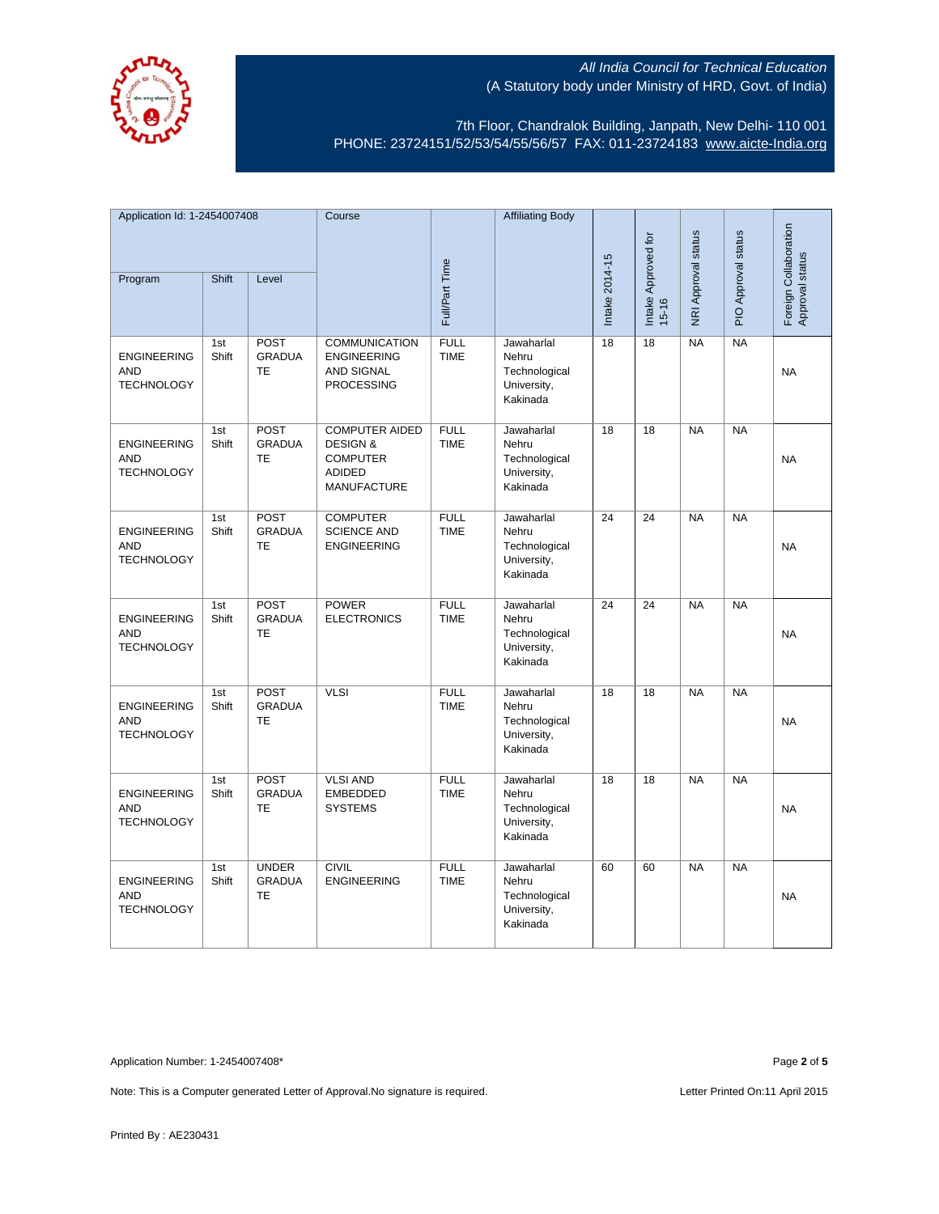All India Council for Technical Education
(A Statutory body under Ministry of HRD, Govt. of India)

7th Floor, Chandralok Building, Janpath, New Delhi- 110 001
PHONE: 23724151/52/53/54/55/56/57 FAX: 011-23724183 www.aicte-India.org

| Application Id: 1-2454007408 | | | Course | Full/Part Time | Affiliating Body | Intake 2014-15 | Intake Approved for 15-16 | NRI Approval status | PIO Approval status | Foreign Collaboration Approval status |
|---|---|---|---|---|---|---|---|---|---|---|
| Program | Shift | Level | | | | | | | | |
| ENGINEERING AND TECHNOLOGY | 1st Shift | POST GRADUATE | COMMUNICATION ENGINEERING AND SIGNAL PROCESSING | FULL TIME | Jawaharlal Nehru Technological University, Kakinada | 18 | 18 | NA | NA | NA |
| ENGINEERING AND TECHNOLOGY | 1st Shift | POST GRADUATE | COMPUTER AIDED DESIGN & COMPUTER ADIDED MANUFACTURE | FULL TIME | Jawaharlal Nehru Technological University, Kakinada | 18 | 18 | NA | NA | NA |
| ENGINEERING AND TECHNOLOGY | 1st Shift | POST GRADUATE | COMPUTER SCIENCE AND ENGINEERING | FULL TIME | Jawaharlal Nehru Technological University, Kakinada | 24 | 24 | NA | NA | NA |
| ENGINEERING AND TECHNOLOGY | 1st Shift | POST GRADUATE | POWER ELECTRONICS | FULL TIME | Jawaharlal Nehru Technological University, Kakinada | 24 | 24 | NA | NA | NA |
| ENGINEERING AND TECHNOLOGY | 1st Shift | POST GRADUATE | VLSI | FULL TIME | Jawaharlal Nehru Technological University, Kakinada | 18 | 18 | NA | NA | NA |
| ENGINEERING AND TECHNOLOGY | 1st Shift | POST GRADUATE | VLSI AND EMBEDDED SYSTEMS | FULL TIME | Jawaharlal Nehru Technological University, Kakinada | 18 | 18 | NA | NA | NA |
| ENGINEERING AND TECHNOLOGY | 1st Shift | UNDER GRADUATE | CIVIL ENGINEERING | FULL TIME | Jawaharlal Nehru Technological University, Kakinada | 60 | 60 | NA | NA | NA |

Application Number: 1-2454007408*

Note: This is a Computer generated Letter of Approval.No signature is required.

Letter Printed On:11 April 2015

Printed By : AE230431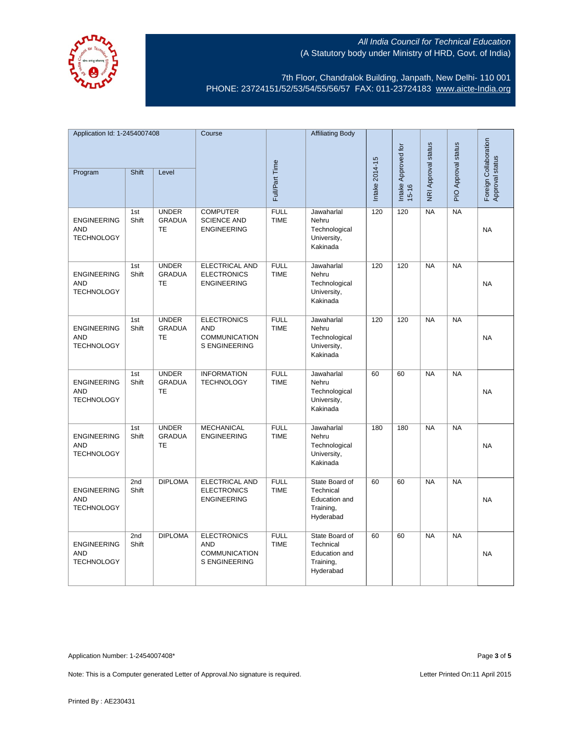All India Council for Technical Education
(A Statutory body under Ministry of HRD, Govt. of India)

7th Floor, Chandralok Building, Janpath, New Delhi- 110 001
PHONE: 23724151/52/53/54/55/56/57 FAX: 011-23724183 www.aicte-India.org

| Application Id: 1-2454007408 | | | Course | Full/Part Time | Affiliating Body | Intake 2014-15 | Intake Approved for 15-16 | NRI Approval status | PIO Approval status | Foreign Collaboration Approval status |
|---|---|---|---|---|---|---|---|---|---|---|
| Program | Shift | Level | | | | | | | | |
| ENGINEERING AND TECHNOLOGY | 1st Shift | UNDER GRADUATE | COMPUTER SCIENCE AND ENGINEERING | FULL TIME | Jawaharlal Nehru Technological University, Kakinada | 120 | 120 | NA | NA | NA |
| ENGINEERING AND TECHNOLOGY | 1st Shift | UNDER GRADUATE | ELECTRICAL AND ELECTRONICS ENGINEERING | FULL TIME | Jawaharlal Nehru Technological University, Kakinada | 120 | 120 | NA | NA | NA |
| ENGINEERING AND TECHNOLOGY | 1st Shift | UNDER GRADUATE | ELECTRONICS AND COMMUNICATIONS ENGINEERING | FULL TIME | Jawaharlal Nehru Technological University, Kakinada | 120 | 120 | NA | NA | NA |
| ENGINEERING AND TECHNOLOGY | 1st Shift | UNDER GRADUATE | INFORMATION TECHNOLOGY | FULL TIME | Jawaharlal Nehru Technological University, Kakinada | 60 | 60 | NA | NA | NA |
| ENGINEERING AND TECHNOLOGY | 1st Shift | UNDER GRADUATE | MECHANICAL ENGINEERING | FULL TIME | Jawaharlal Nehru Technological University, Kakinada | 180 | 180 | NA | NA | NA |
| ENGINEERING AND TECHNOLOGY | 2nd Shift | DIPLOMA | ELECTRICAL AND ELECTRONICS ENGINEERING | FULL TIME | State Board of Technical Education and Training, Hyderabad | 60 | 60 | NA | NA | NA |
| ENGINEERING AND TECHNOLOGY | 2nd Shift | DIPLOMA | ELECTRONICS AND COMMUNICATIONS ENGINEERING | FULL TIME | State Board of Technical Education and Training, Hyderabad | 60 | 60 | NA | NA | NA |

Application Number: 1-2454007408*

Note: This is a Computer generated Letter of Approval.No signature is required.

Letter Printed On:11 April 2015

Printed By : AE230431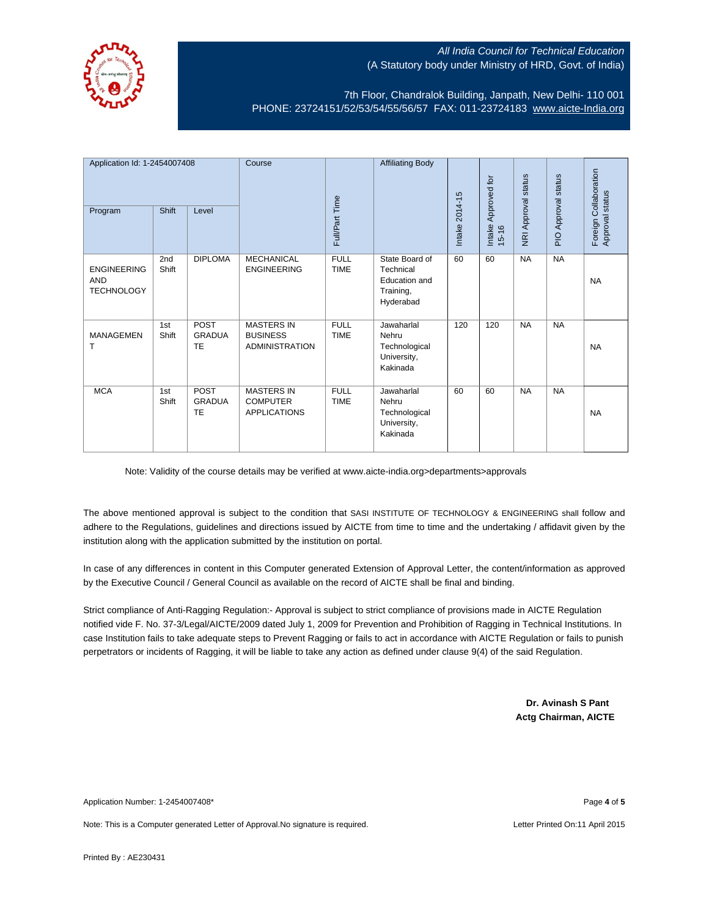All India Council for Technical Education
(A Statutory body under Ministry of HRD, Govt. of India)

7th Floor, Chandralok Building, Janpath, New Delhi- 110 001
PHONE: 23724151/52/53/54/55/56/57 FAX: 011-23724183 www.aicte-India.org

| Application Id: 1-2454007408 | | | Course | Full/Part Time | Affiliating Body | Intake 2014-15 | Intake Approved for 15-16 | NRI Approval status | PIO Approval status | Foreign Collaboration Approval status |
|---|---|---|---|---|---|---|---|---|---|---|
| Program | Shift | Level | | | | | | | | |
| ENGINEERING AND TECHNOLOGY | 2nd Shift | DIPLOMA | MECHANICAL ENGINEERING | FULL TIME | State Board of Technical Education and Training, Hyderabad | 60 | 60 | NA | NA | NA |
| MANAGEMENT | 1st Shift | POST GRADUATE | MASTERS IN BUSINESS ADMINISTRATION | FULL TIME | Jawaharlal Nehru Technological University, Kakinada | 120 | 120 | NA | NA | NA |
| MCA | 1st Shift | POST GRADUATE | MASTERS IN COMPUTER APPLICATIONS | FULL TIME | Jawaharlal Nehru Technological University, Kakinada | 60 | 60 | NA | NA | NA |

Note: Validity of the course details may be verified at www.aicte-india.org>departments>approvals

The above mentioned approval is subject to the condition that SASI INSTITUTE OF TECHNOLOGY & ENGINEERING shall follow and adhere to the Regulations, guidelines and directions issued by AICTE from time to time and the undertaking / affidavit given by the institution along with the application submitted by the institution on portal.

In case of any differences in content in this Computer generated Extension of Approval Letter, the content/information as approved by the Executive Council / General Council as available on the record of AICTE shall be final and binding.

Strict compliance of Anti-Ragging Regulation:- Approval is subject to strict compliance of provisions made in AICTE Regulation notified vide F. No. 37-3/Legal/AICTE/2009 dated July 1, 2009 for Prevention and Prohibition of Ragging in Technical Institutions. In case Institution fails to take adequate steps to Prevent Ragging or fails to act in accordance with AICTE Regulation or fails to punish perpetrators or incidents of Ragging, it will be liable to take any action as defined under clause 9(4) of the said Regulation.

**Dr. Avinash S Pant**
**Actg Chairman, AICTE**

Application Number: 1-2454007408*

Note: This is a Computer generated Letter of Approval.No signature is required.

Letter Printed On:11 April 2015

Printed By : AE230431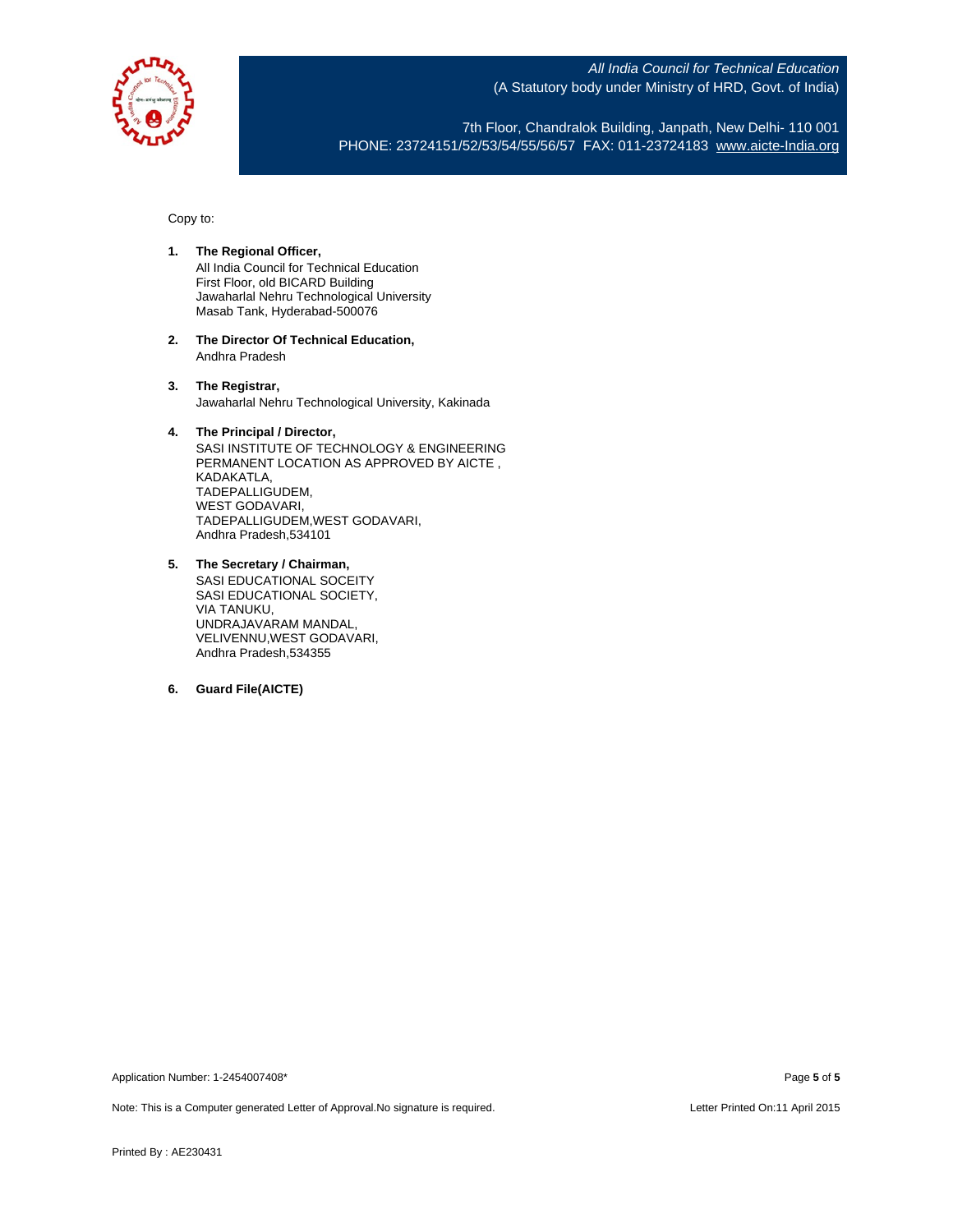Copy to:

1. **The Regional Officer,**
   All India Council for Technical Education
   First Floor, old BICARD Building
   Jawaharlal Nehru Technological University
   Masab Tank, Hyderabad-500076

2. **The Director Of Technical Education,**
   Andhra Pradesh

3. **The Registrar,**
   Jawaharlal Nehru Technological University, Kakinada

4. **The Principal / Director,**
   SASI INSTITUTE OF TECHNOLOGY & ENGINEERING
   PERMANENT LOCATION AS APPROVED BY AICTE ,
   KADAKATLA,
   TADEPALLIGUDEM,
   WEST GODAVARI,
   TADEPALLIGUDEM,WEST GODAVARI,
   Andhra Pradesh,534101

5. **The Secretary / Chairman,**
   SASI EDUCATIONAL SOCEITY
   SASI EDUCATIONAL SOCIETY,
   VIA TANUKU,
   UNDRAJAVARAM MANDAL,
   VELIVENNU,WEST GODAVARI,
   Andhra Pradesh,534355

6. **Guard File(AICTE)**

Application Number: 1-2454007408*

Note: This is a Computer generated Letter of Approval.No signature is required.

Letter Printed On:11 April 2015

Printed By : AE230431